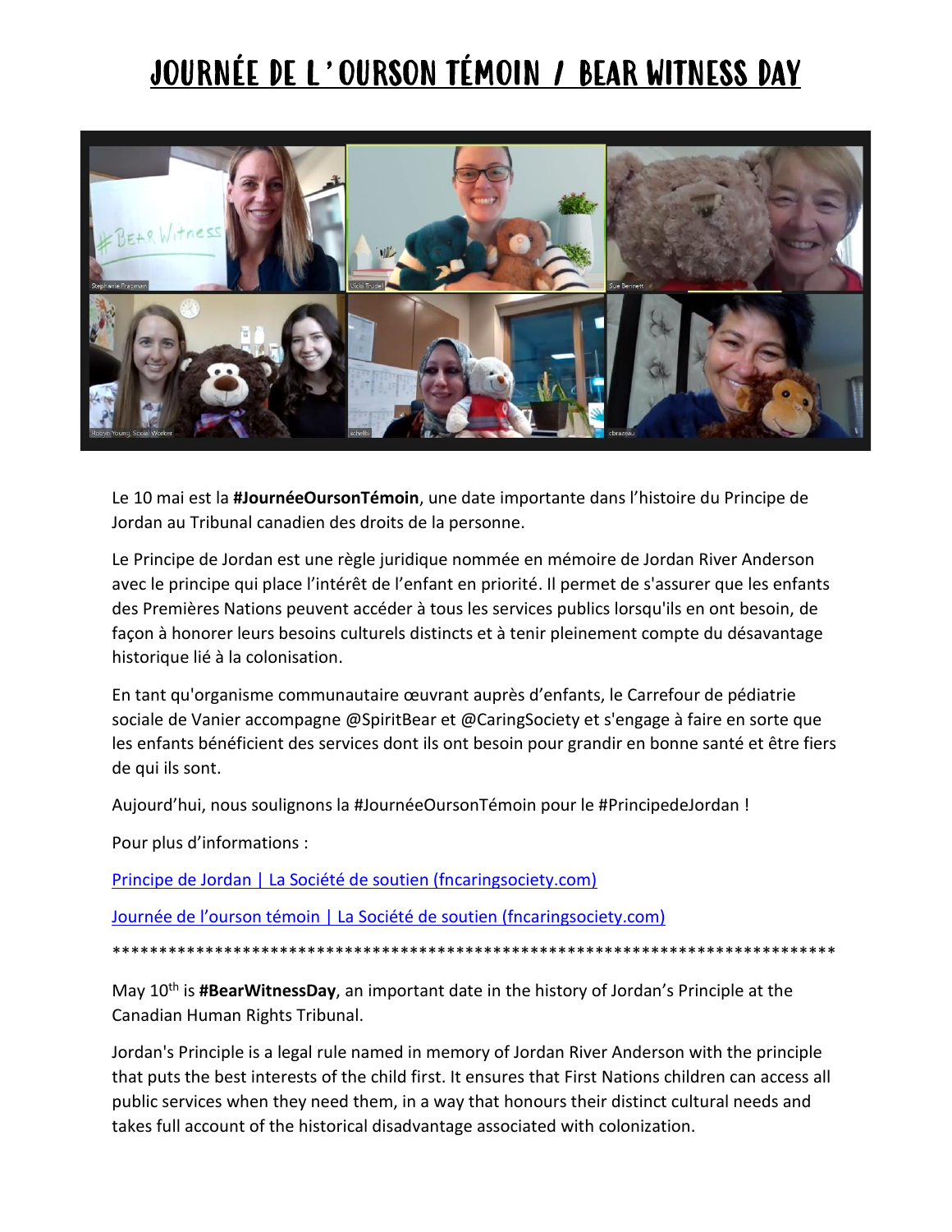# JOURNÉE DE L'OURSON TÉMOIN / BEAR WITNESS DAY

Le 10 mai est la **#JournéeOursonTémoin**, une date importante dans l'histoire du Principe de Jordan au Tribunal canadien des droits de la personne.

Le Principe de Jordan est une règle juridique nommée en mémoire de Jordan River Anderson avec le principe qui place l'intérêt de l'enfant en priorité. Il permet de s'assurer que les enfants des Premières Nations peuvent accéder à tous les services publics lorsqu'ils en ont besoin, de façon à honorer leurs besoins culturels distincts et à tenir pleinement compte du désavantage historique lié à la colonisation.

En tant qu'organisme communautaire œuvrant auprès d'enfants, le Carrefour de pédiatrie sociale de Vanier accompagne @SpiritBear et @CaringSociety et s'engage à faire en sorte que les enfants bénéficient des services dont ils ont besoin pour grandir en bonne santé et être fiers de qui ils sont.

Aujourd'hui, nous soulignons la #JournéeOursonTémoin pour le #PrincipedeJordan !

Pour plus d'informations :

Principe de Jordan | La Société de soutien (fncaringsociety.com)

Journée de l'ourson témoin | La Société de soutien (fncaringsociety.com)

********************************************************************************

May 10th is **#BearWitnessDay**, an important date in the history of Jordan's Principle at the Canadian Human Rights Tribunal.

Jordan's Principle is a legal rule named in memory of Jordan River Anderson with the principle that puts the best interests of the child first. It ensures that First Nations children can access all public services when they need them, in a way that honours their distinct cultural needs and takes full account of the historical disadvantage associated with colonization.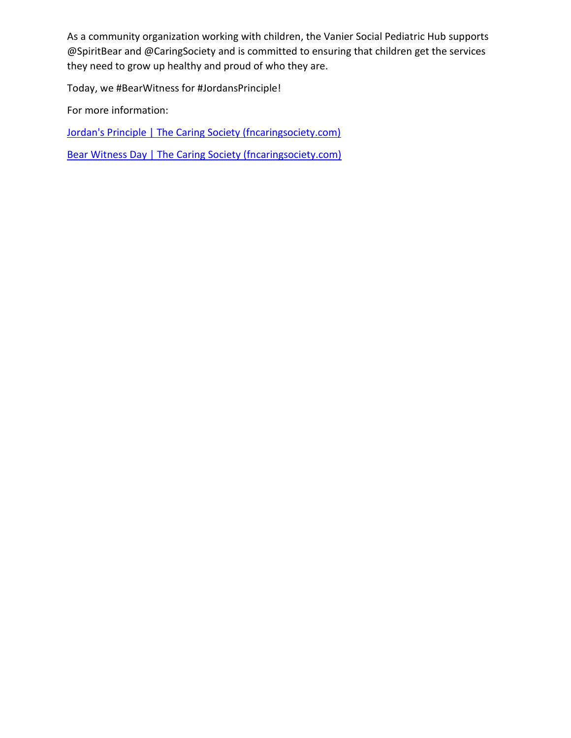As a community organization working with children, the Vanier Social Pediatric Hub supports @SpiritBear and @CaringSociety and is committed to ensuring that children get the services they need to grow up healthy and proud of who they are.

Today, we #BearWitness for #JordansPrinciple!

For more information:

Jordan's Principle | The Caring Society (fncaringsociety.com)

Bear Witness Day | The Caring Society (fncaringsociety.com)